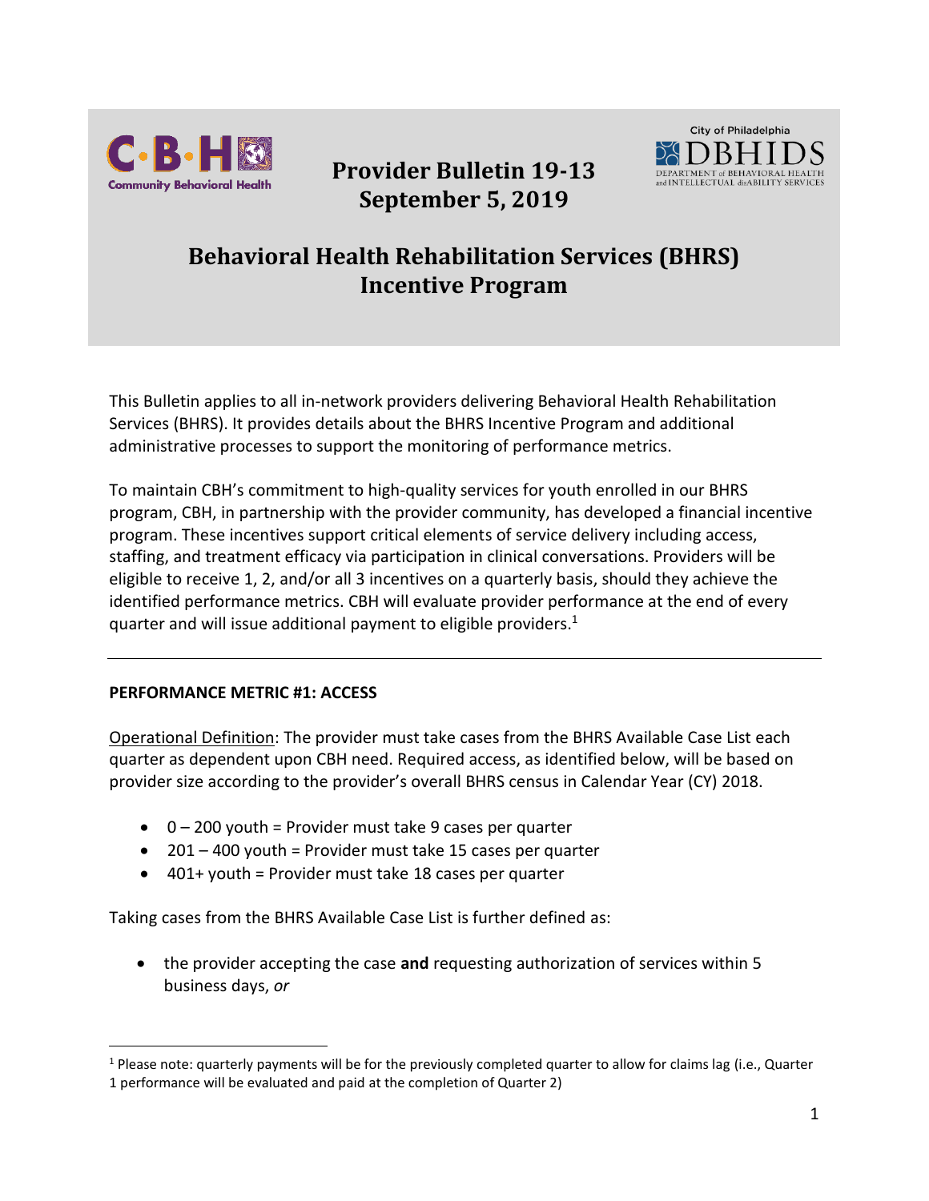# Provider Bulletin 19-13
# September 5, 2019

## Behavioral Health Rehabilitation Services (BHRS) Incentive Program

This Bulletin applies to all in-network providers delivering Behavioral Health Rehabilitation Services (BHRS). It provides details about the BHRS Incentive Program and additional administrative processes to support the monitoring of performance metrics.

To maintain CBH's commitment to high-quality services for youth enrolled in our BHRS program, CBH, in partnership with the provider community, has developed a financial incentive program. These incentives support critical elements of service delivery including access, staffing, and treatment efficacy via participation in clinical conversations. Providers will be eligible to receive 1, 2, and/or all 3 incentives on a quarterly basis, should they achieve the identified performance metrics. CBH will evaluate provider performance at the end of every quarter and will issue additional payment to eligible providers.[1]

---

**PERFORMANCE METRIC #1: ACCESS**

Operational Definition: The provider must take cases from the BHRS Available Case List each quarter as dependent upon CBH need. Required access, as identified below, will be based on provider size according to the provider's overall BHRS census in Calendar Year (CY) 2018.

- 0 – 200 youth = Provider must take 9 cases per quarter
- 201 – 400 youth = Provider must take 15 cases per quarter
- 401+ youth = Provider must take 18 cases per quarter

Taking cases from the BHRS Available Case List is further defined as:

- the provider accepting the case **and** requesting authorization of services within 5 business days, *or*

---

[1] Please note: quarterly payments will be for the previously completed quarter to allow for claims lag (i.e., Quarter 1 performance will be evaluated and paid at the completion of Quarter 2)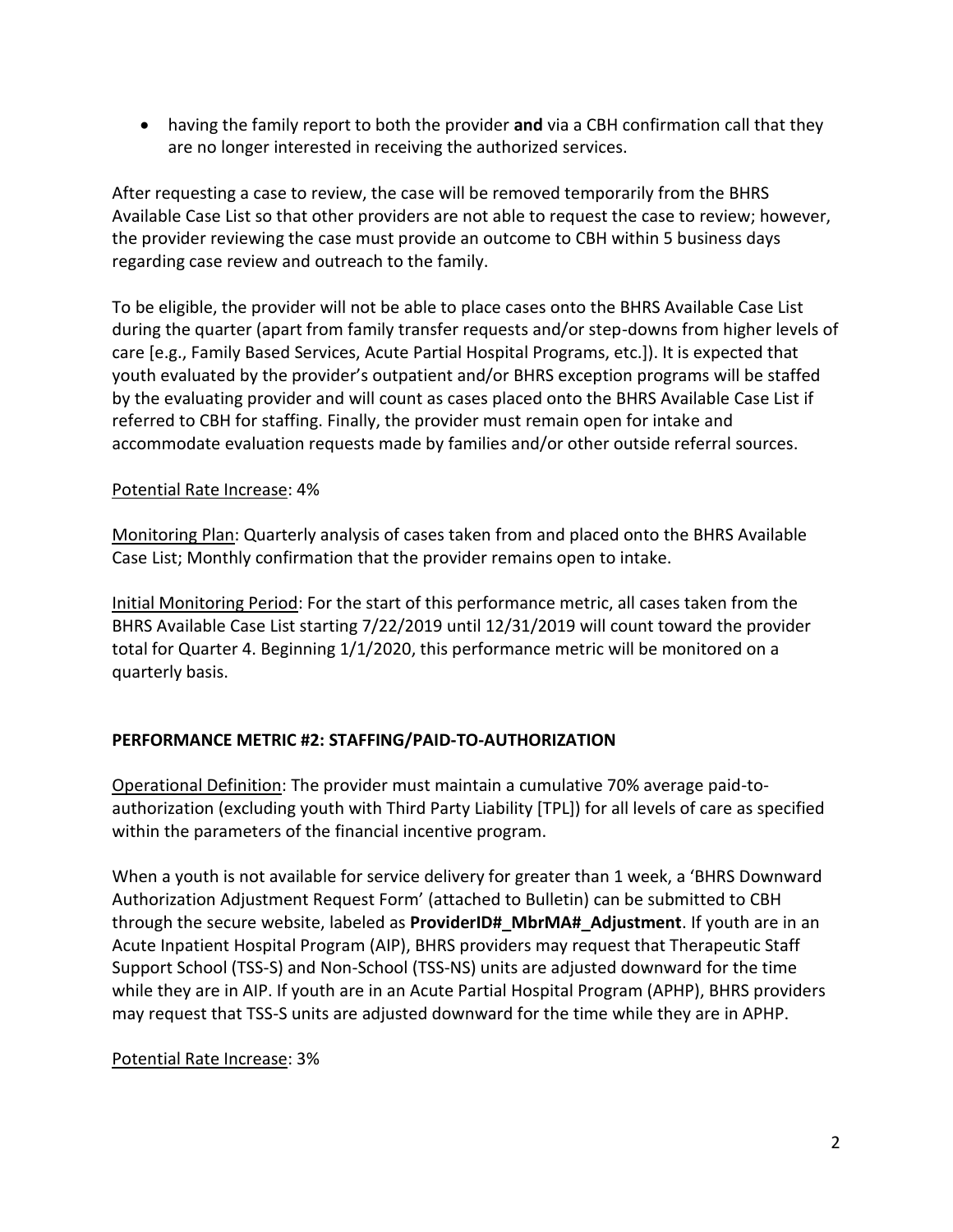- having the family report to both the provider **and** via a CBH confirmation call that they are no longer interested in receiving the authorized services.

After requesting a case to review, the case will be removed temporarily from the BHRS Available Case List so that other providers are not able to request the case to review; however, the provider reviewing the case must provide an outcome to CBH within 5 business days regarding case review and outreach to the family.

To be eligible, the provider will not be able to place cases onto the BHRS Available Case List during the quarter (apart from family transfer requests and/or step-downs from higher levels of care [e.g., Family Based Services, Acute Partial Hospital Programs, etc.]). It is expected that youth evaluated by the provider's outpatient and/or BHRS exception programs will be staffed by the evaluating provider and will count as cases placed onto the BHRS Available Case List if referred to CBH for staffing. Finally, the provider must remain open for intake and accommodate evaluation requests made by families and/or other outside referral sources.

<u>Potential Rate Increase</u>: 4%

<u>Monitoring Plan</u>: Quarterly analysis of cases taken from and placed onto the BHRS Available Case List; Monthly confirmation that the provider remains open to intake.

<u>Initial Monitoring Period</u>: For the start of this performance metric, all cases taken from the BHRS Available Case List starting 7/22/2019 until 12/31/2019 will count toward the provider total for Quarter 4. Beginning 1/1/2020, this performance metric will be monitored on a quarterly basis.

## PERFORMANCE METRIC #2: STAFFING/PAID-TO-AUTHORIZATION

<u>Operational Definition</u>: The provider must maintain a cumulative 70% average paid-to-authorization (excluding youth with Third Party Liability [TPL]) for all levels of care as specified within the parameters of the financial incentive program.

When a youth is not available for service delivery for greater than 1 week, a 'BHRS Downward Authorization Adjustment Request Form' (attached to Bulletin) can be submitted to CBH through the secure website, labeled as **ProviderID#_MbrMA#_Adjustment**. If youth are in an Acute Inpatient Hospital Program (AIP), BHRS providers may request that Therapeutic Staff Support School (TSS-S) and Non-School (TSS-NS) units are adjusted downward for the time while they are in AIP. If youth are in an Acute Partial Hospital Program (APHP), BHRS providers may request that TSS-S units are adjusted downward for the time while they are in APHP.

<u>Potential Rate Increase</u>: 3%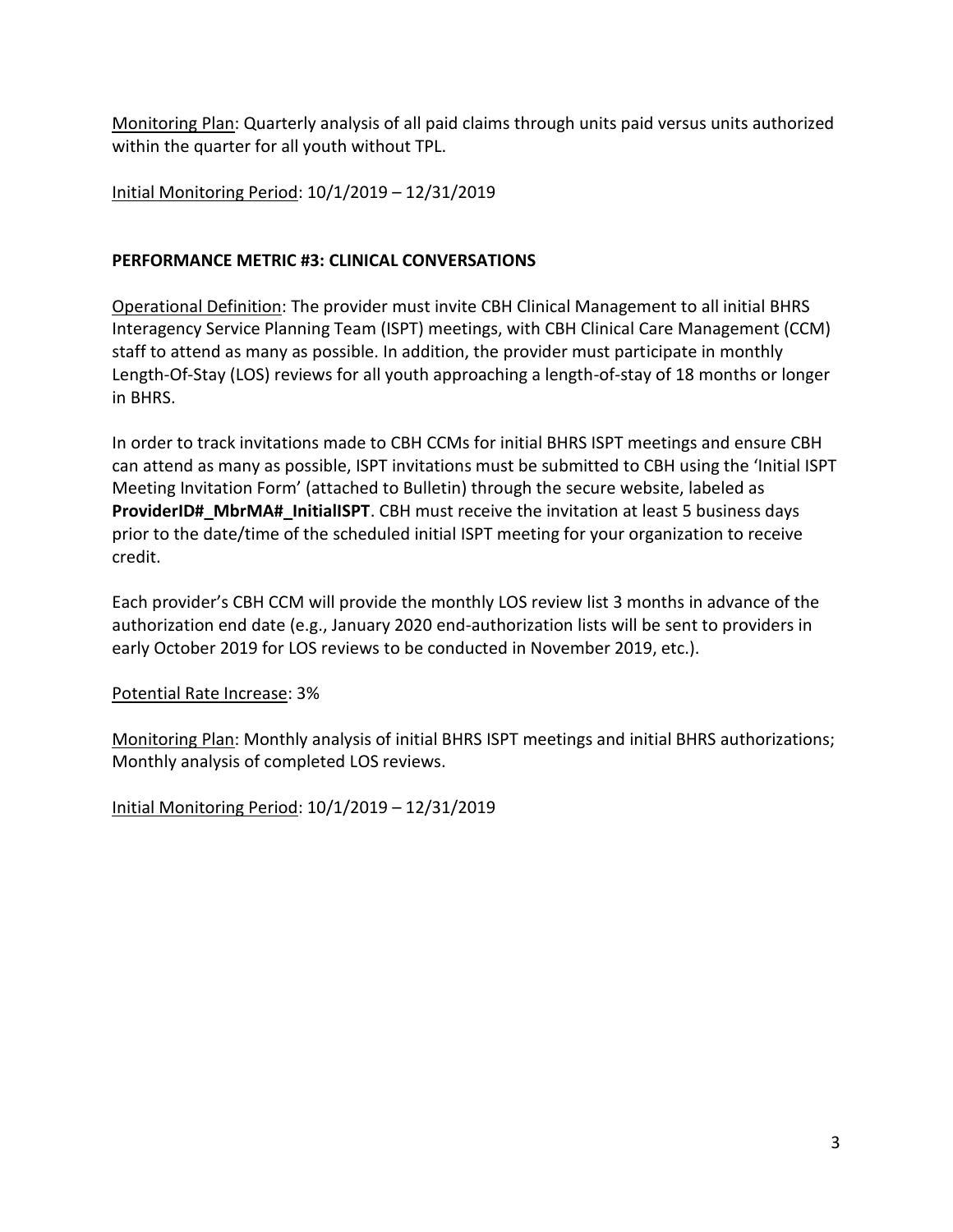<u>Monitoring Plan</u>: Quarterly analysis of all paid claims through units paid versus units authorized within the quarter for all youth without TPL.

<u>Initial Monitoring Period</u>: 10/1/2019 – 12/31/2019

**PERFORMANCE METRIC #3: CLINICAL CONVERSATIONS**

<u>Operational Definition</u>: The provider must invite CBH Clinical Management to all initial BHRS Interagency Service Planning Team (ISPT) meetings, with CBH Clinical Care Management (CCM) staff to attend as many as possible. In addition, the provider must participate in monthly Length-Of-Stay (LOS) reviews for all youth approaching a length-of-stay of 18 months or longer in BHRS.

In order to track invitations made to CBH CCMs for initial BHRS ISPT meetings and ensure CBH can attend as many as possible, ISPT invitations must be submitted to CBH using the 'Initial ISPT Meeting Invitation Form' (attached to Bulletin) through the secure website, labeled as **ProviderID#_MbrMA#_InitialISPT**. CBH must receive the invitation at least 5 business days prior to the date/time of the scheduled initial ISPT meeting for your organization to receive credit.

Each provider's CBH CCM will provide the monthly LOS review list 3 months in advance of the authorization end date (e.g., January 2020 end-authorization lists will be sent to providers in early October 2019 for LOS reviews to be conducted in November 2019, etc.).

<u>Potential Rate Increase</u>: 3%

<u>Monitoring Plan</u>: Monthly analysis of initial BHRS ISPT meetings and initial BHRS authorizations; Monthly analysis of completed LOS reviews.

<u>Initial Monitoring Period</u>: 10/1/2019 – 12/31/2019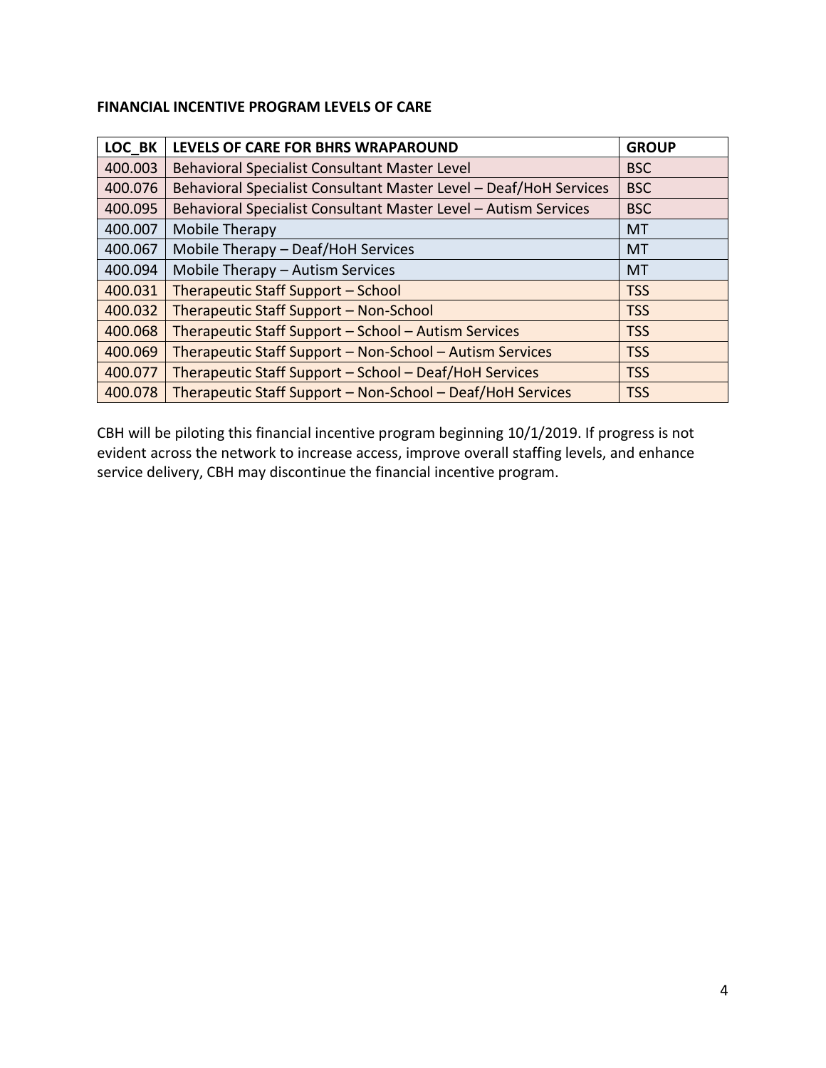**FINANCIAL INCENTIVE PROGRAM LEVELS OF CARE**

| LOC_BK | LEVELS OF CARE FOR BHRS WRAPAROUND | GROUP |
|---|---|---|
| 400.003 | Behavioral Specialist Consultant Master Level | BSC |
| 400.076 | Behavioral Specialist Consultant Master Level – Deaf/HoH Services | BSC |
| 400.095 | Behavioral Specialist Consultant Master Level – Autism Services | BSC |
| 400.007 | Mobile Therapy | MT |
| 400.067 | Mobile Therapy – Deaf/HoH Services | MT |
| 400.094 | Mobile Therapy – Autism Services | MT |
| 400.031 | Therapeutic Staff Support – School | TSS |
| 400.032 | Therapeutic Staff Support – Non-School | TSS |
| 400.068 | Therapeutic Staff Support – School – Autism Services | TSS |
| 400.069 | Therapeutic Staff Support – Non-School – Autism Services | TSS |
| 400.077 | Therapeutic Staff Support – School – Deaf/HoH Services | TSS |
| 400.078 | Therapeutic Staff Support – Non-School – Deaf/HoH Services | TSS |

CBH will be piloting this financial incentive program beginning 10/1/2019. If progress is not evident across the network to increase access, improve overall staffing levels, and enhance service delivery, CBH may discontinue the financial incentive program.